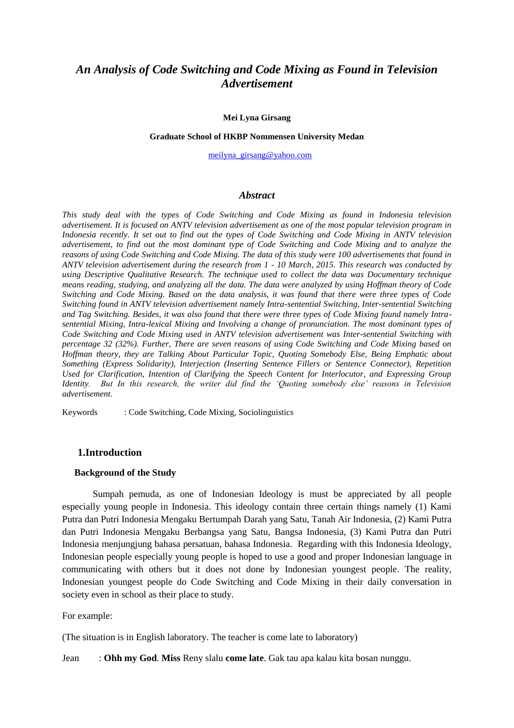# *An Analysis of Code Switching and Code Mixing as Found in Television Advertisement*

**Mei Lyna Girsang**

**Graduate School of HKBP Nommensen University Medan**

meilyna_girsang@yahoo.com

## *Abstract*

*This study deal with the types of Code Switching and Code Mixing as found in Indonesia television advertisement. It is focused on ANTV television advertisement as one of the most popular television program in Indonesia recently. It set out to find out the types of Code Switching and Code Mixing in ANTV television advertisement, to find out the most dominant type of Code Switching and Code Mixing and to analyze the reasons of using Code Switching and Code Mixing. The data of this study were 100 advertisements that found in ANTV television advertisement during the research from 1 - 10 March, 2015. This research was conducted by using Descriptive Qualitative Research. The technique used to collect the data was Documentary technique means reading, studying, and analyzing all the data. The data were analyzed by using Hoffman theory of Code Switching and Code Mixing. Based on the data analysis, it was found that there were three types of Code Switching found in ANTV television advertisement namely Intra-sentential Switching, Inter-sentential Switching and Tag Switching. Besides, it was also found that there were three types of Code Mixing found namely Intra-sentential Mixing, Intra-lexical Mixing and Involving a change of pronunciation. The most dominant types of Code Switching and Code Mixing used in ANTV television advertisement was Inter-sentential Switching with percentage 32 (32%). Further, There are seven reasons of using Code Switching and Code Mixing based on Hoffman theory, they are Talking About Particular Topic, Quoting Somebody Else, Being Emphatic about Something (Express Solidarity), Interjection (Inserting Sentence Fillers or Sentence Connector), Repetition Used for Clarification, Intention of Clarifying the Speech Content for Interlocutor, and Expressing Group Identity. But In this research, the writer did find the 'Quoting somebody else' reasons in Television advertisement.*

Keywords : Code Switching, Code Mixing, Sociolinguistics

## 1.Introduction

### Background of the Study

Sumpah pemuda, as one of Indonesian Ideology is must be appreciated by all people especially young people in Indonesia. This ideology contain three certain things namely (1) Kami Putra dan Putri Indonesia Mengaku Bertumpah Darah yang Satu, Tanah Air Indonesia, (2) Kami Putra dan Putri Indonesia Mengaku Berbangsa yang Satu, Bangsa Indonesia, (3) Kami Putra dan Putri Indonesia menjungjung bahasa persatuan, bahasa Indonesia. Regarding with this Indonesia Ideology, Indonesian people especially young people is hoped to use a good and proper Indonesian language in communicating with others but it does not done by Indonesian youngest people. The reality, Indonesian youngest people do Code Switching and Code Mixing in their daily conversation in society even in school as their place to study.

For example:

(The situation is in English laboratory. The teacher is come late to laboratory)

Jean : **Ohh my God**. **Miss** Reny slalu **come late**. Gak tau apa kalau kita bosan nunggu.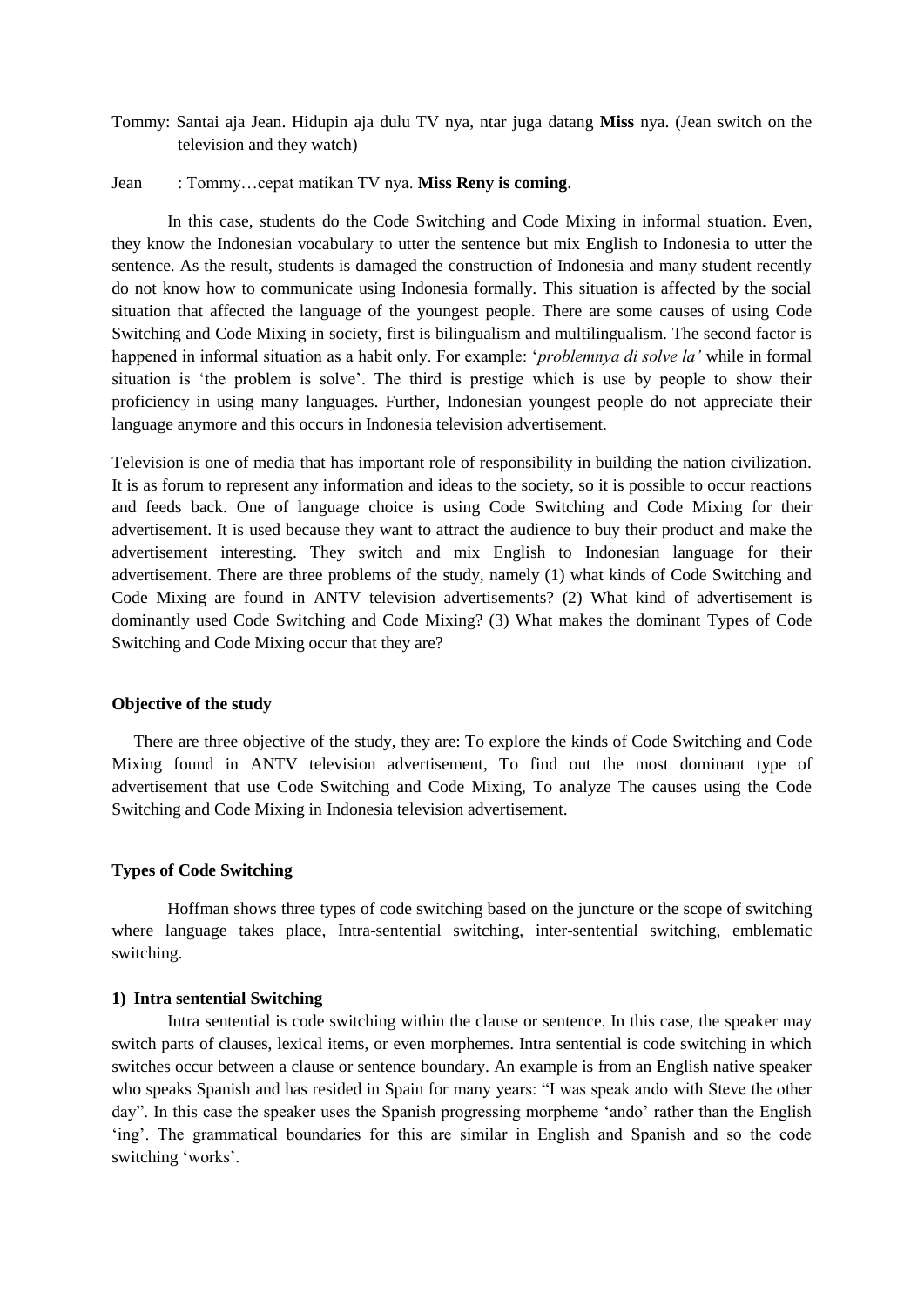Tommy: Santai aja Jean. Hidupin aja dulu TV nya, ntar juga datang **Miss** nya. (Jean switch on the television and they watch)

Jean : Tommy…cepat matikan TV nya. **Miss Reny is coming**.

In this case, students do the Code Switching and Code Mixing in informal stuation. Even, they know the Indonesian vocabulary to utter the sentence but mix English to Indonesia to utter the sentence. As the result, students is damaged the construction of Indonesia and many student recently do not know how to communicate using Indonesia formally. This situation is affected by the social situation that affected the language of the youngest people. There are some causes of using Code Switching and Code Mixing in society, first is bilingualism and multilingualism. The second factor is happened in informal situation as a habit only. For example: '*problemnya di solve la'* while in formal situation is 'the problem is solve'. The third is prestige which is use by people to show their proficiency in using many languages. Further, Indonesian youngest people do not appreciate their language anymore and this occurs in Indonesia television advertisement.

Television is one of media that has important role of responsibility in building the nation civilization. It is as forum to represent any information and ideas to the society, so it is possible to occur reactions and feeds back. One of language choice is using Code Switching and Code Mixing for their advertisement. It is used because they want to attract the audience to buy their product and make the advertisement interesting. They switch and mix English to Indonesian language for their advertisement. There are three problems of the study, namely (1) what kinds of Code Switching and Code Mixing are found in ANTV television advertisements? (2) What kind of advertisement is dominantly used Code Switching and Code Mixing? (3) What makes the dominant Types of Code Switching and Code Mixing occur that they are?

**Objective of the study**

There are three objective of the study, they are: To explore the kinds of Code Switching and Code Mixing found in ANTV television advertisement, To find out the most dominant type of advertisement that use Code Switching and Code Mixing, To analyze The causes using the Code Switching and Code Mixing in Indonesia television advertisement.

**Types of Code Switching**

Hoffman shows three types of code switching based on the juncture or the scope of switching where language takes place, Intra-sentential switching, inter-sentential switching, emblematic switching.

**1) Intra sentential Switching**

Intra sentential is code switching within the clause or sentence. In this case, the speaker may switch parts of clauses, lexical items, or even morphemes. Intra sentential is code switching in which switches occur between a clause or sentence boundary. An example is from an English native speaker who speaks Spanish and has resided in Spain for many years: "I was speak ando with Steve the other day". In this case the speaker uses the Spanish progressing morpheme 'ando' rather than the English 'ing'. The grammatical boundaries for this are similar in English and Spanish and so the code switching 'works'.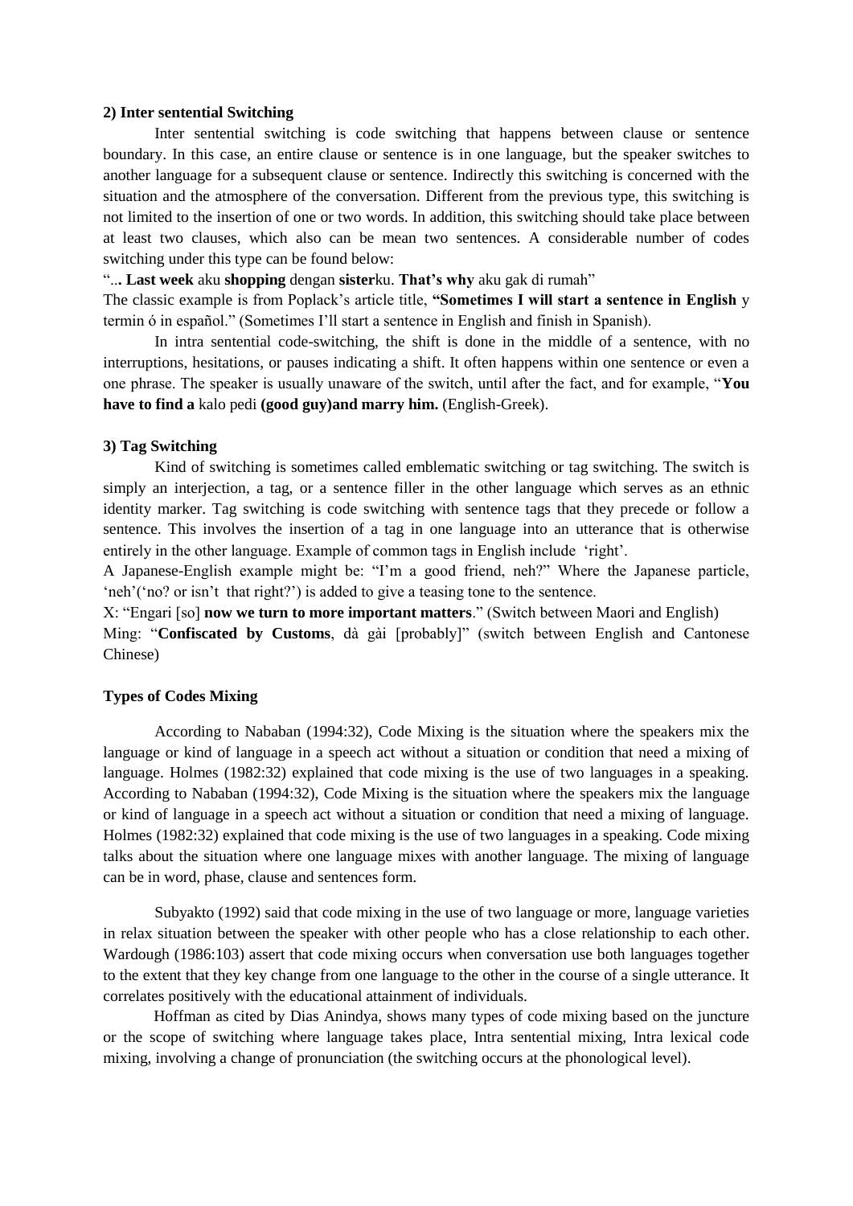**2) Inter sentential Switching**

Inter sentential switching is code switching that happens between clause or sentence boundary. In this case, an entire clause or sentence is in one language, but the speaker switches to another language for a subsequent clause or sentence. Indirectly this switching is concerned with the situation and the atmosphere of the conversation. Different from the previous type, this switching is not limited to the insertion of one or two words. In addition, this switching should take place between at least two clauses, which also can be mean two sentences. A considerable number of codes switching under this type can be found below:

"**... Last week** aku **shopping** dengan **sister**ku. **That's why** aku gak di rumah"

The classic example is from Poplack's article title, **"Sometimes I will start a sentence in English** y termin ó in español." (Sometimes I'll start a sentence in English and finish in Spanish).

In intra sentential code-switching, the shift is done in the middle of a sentence, with no interruptions, hesitations, or pauses indicating a shift. It often happens within one sentence or even a one phrase. The speaker is usually unaware of the switch, until after the fact, and for example, "**You have to find a** kalo pedi **(good guy)and marry him.** (English-Greek).

**3) Tag Switching**

Kind of switching is sometimes called emblematic switching or tag switching. The switch is simply an interjection, a tag, or a sentence filler in the other language which serves as an ethnic identity marker. Tag switching is code switching with sentence tags that they precede or follow a sentence. This involves the insertion of a tag in one language into an utterance that is otherwise entirely in the other language. Example of common tags in English include 'right'.

A Japanese-English example might be: "I'm a good friend, neh?" Where the Japanese particle, 'neh'('no? or isn't that right?') is added to give a teasing tone to the sentence.

X: "Engari [so] **now we turn to more important matters**." (Switch between Maori and English)

Ming: "**Confiscated by Customs**, dà gài [probably]" (switch between English and Cantonese Chinese)

**Types of Codes Mixing**

According to Nababan (1994:32), Code Mixing is the situation where the speakers mix the language or kind of language in a speech act without a situation or condition that need a mixing of language. Holmes (1982:32) explained that code mixing is the use of two languages in a speaking. According to Nababan (1994:32), Code Mixing is the situation where the speakers mix the language or kind of language in a speech act without a situation or condition that need a mixing of language. Holmes (1982:32) explained that code mixing is the use of two languages in a speaking. Code mixing talks about the situation where one language mixes with another language. The mixing of language can be in word, phase, clause and sentences form.

Subyakto (1992) said that code mixing in the use of two language or more, language varieties in relax situation between the speaker with other people who has a close relationship to each other. Wardough (1986:103) assert that code mixing occurs when conversation use both languages together to the extent that they key change from one language to the other in the course of a single utterance. It correlates positively with the educational attainment of individuals.

Hoffman as cited by Dias Anindya, shows many types of code mixing based on the juncture or the scope of switching where language takes place, Intra sentential mixing, Intra lexical code mixing, involving a change of pronunciation (the switching occurs at the phonological level).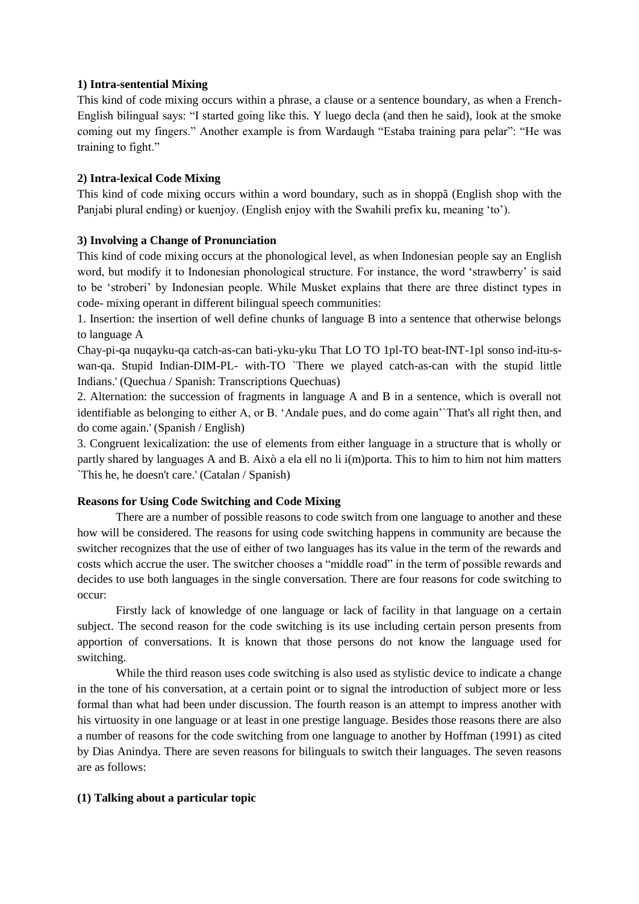**1) Intra-sentential Mixing**

This kind of code mixing occurs within a phrase, a clause or a sentence boundary, as when a French-English bilingual says: "I started going like this. Y luego decla (and then he said), look at the smoke coming out my fingers." Another example is from Wardaugh "Estaba training para pelar": "He was training to fight."

**2) Intra-lexical Code Mixing**

This kind of code mixing occurs within a word boundary, such as in shoppã (English shop with the Panjabi plural ending) or kuenjoy. (English enjoy with the Swahili prefix ku, meaning 'to').

**3) Involving a Change of Pronunciation**

This kind of code mixing occurs at the phonological level, as when Indonesian people say an English word, but modify it to Indonesian phonological structure. For instance, the word 'strawberry' is said to be 'stroberi' by Indonesian people. While Musket explains that there are three distinct types in code- mixing operant in different bilingual speech communities:

1. Insertion: the insertion of well define chunks of language B into a sentence that otherwise belongs to language A

Chay-pi-qa nuqayku-qa catch-as-can bati-yku-yku That LO TO 1pl-TO beat-INT-1pl sonso ind-itu-s-wan-qa. Stupid Indian-DIM-PL- with-TO `There we played catch-as-can with the stupid little Indians.' (Quechua / Spanish: Transcriptions Quechuas)

2. Alternation: the succession of fragments in language A and B in a sentence, which is overall not identifiable as belonging to either A, or B. 'Andale pues, and do come again'`That's all right then, and do come again.' (Spanish / English)

3. Congruent lexicalization: the use of elements from either language in a structure that is wholly or partly shared by languages A and B. Això a ela ell no li i(m)porta. This to him to him not him matters `This he, he doesn't care.' (Catalan / Spanish)

**Reasons for Using Code Switching and Code Mixing**

There are a number of possible reasons to code switch from one language to another and these how will be considered. The reasons for using code switching happens in community are because the switcher recognizes that the use of either of two languages has its value in the term of the rewards and costs which accrue the user. The switcher chooses a "middle road" in the term of possible rewards and decides to use both languages in the single conversation. There are four reasons for code switching to occur:

Firstly lack of knowledge of one language or lack of facility in that language on a certain subject. The second reason for the code switching is its use including certain person presents from apportion of conversations. It is known that those persons do not know the language used for switching.

While the third reason uses code switching is also used as stylistic device to indicate a change in the tone of his conversation, at a certain point or to signal the introduction of subject more or less formal than what had been under discussion. The fourth reason is an attempt to impress another with his virtuosity in one language or at least in one prestige language. Besides those reasons there are also a number of reasons for the code switching from one language to another by Hoffman (1991) as cited by Dias Anindya. There are seven reasons for bilinguals to switch their languages. The seven reasons are as follows:

**(1) Talking about a particular topic**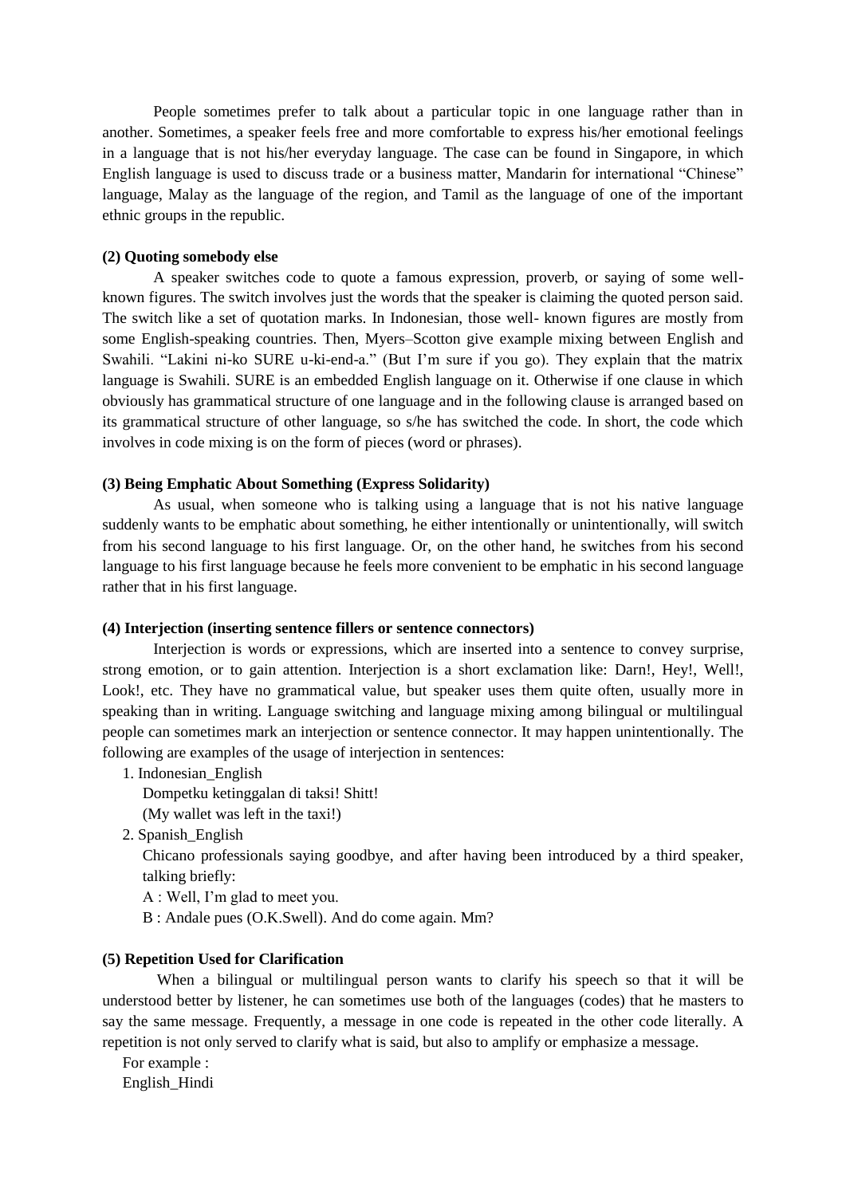People sometimes prefer to talk about a particular topic in one language rather than in another. Sometimes, a speaker feels free and more comfortable to express his/her emotional feelings in a language that is not his/her everyday language. The case can be found in Singapore, in which English language is used to discuss trade or a business matter, Mandarin for international "Chinese" language, Malay as the language of the region, and Tamil as the language of one of the important ethnic groups in the republic.

**(2) Quoting somebody else**

A speaker switches code to quote a famous expression, proverb, or saying of some well-known figures. The switch involves just the words that the speaker is claiming the quoted person said. The switch like a set of quotation marks. In Indonesian, those well- known figures are mostly from some English-speaking countries. Then, Myers–Scotton give example mixing between English and Swahili. "Lakini ni-ko SURE u-ki-end-a." (But I'm sure if you go). They explain that the matrix language is Swahili. SURE is an embedded English language on it. Otherwise if one clause in which obviously has grammatical structure of one language and in the following clause is arranged based on its grammatical structure of other language, so s/he has switched the code. In short, the code which involves in code mixing is on the form of pieces (word or phrases).

**(3) Being Emphatic About Something (Express Solidarity)**

As usual, when someone who is talking using a language that is not his native language suddenly wants to be emphatic about something, he either intentionally or unintentionally, will switch from his second language to his first language. Or, on the other hand, he switches from his second language to his first language because he feels more convenient to be emphatic in his second language rather that in his first language.

**(4) Interjection (inserting sentence fillers or sentence connectors)**

Interjection is words or expressions, which are inserted into a sentence to convey surprise, strong emotion, or to gain attention. Interjection is a short exclamation like: Darn!, Hey!, Well!, Look!, etc. They have no grammatical value, but speaker uses them quite often, usually more in speaking than in writing. Language switching and language mixing among bilingual or multilingual people can sometimes mark an interjection or sentence connector. It may happen unintentionally. The following are examples of the usage of interjection in sentences:

1. Indonesian_English

   Dompetku ketinggalan di taksi! Shitt!

   (My wallet was left in the taxi!)

2. Spanish_English

   Chicano professionals saying goodbye, and after having been introduced by a third speaker, talking briefly:

   A : Well, I'm glad to meet you.

   B : Andale pues (O.K.Swell). And do come again. Mm?

**(5) Repetition Used for Clarification**

When a bilingual or multilingual person wants to clarify his speech so that it will be understood better by listener, he can sometimes use both of the languages (codes) that he masters to say the same message. Frequently, a message in one code is repeated in the other code literally. A repetition is not only served to clarify what is said, but also to amplify or emphasize a message.

For example :

English_Hindi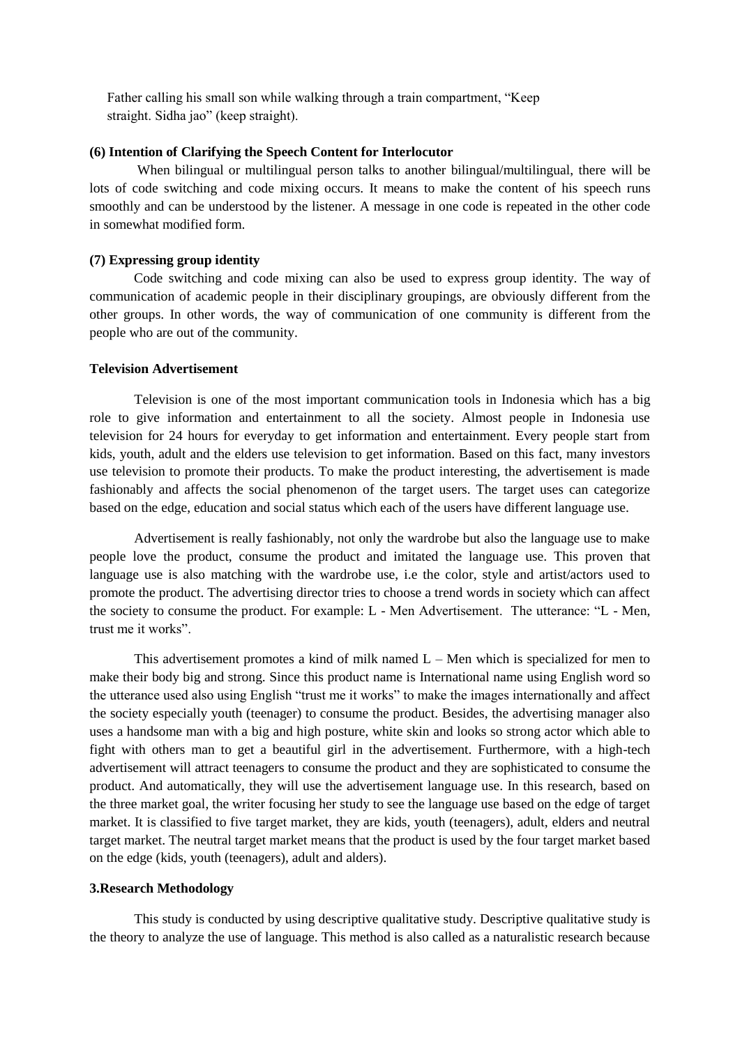Father calling his small son while walking through a train compartment, "Keep straight. Sidha jao" (keep straight).

**(6) Intention of Clarifying the Speech Content for Interlocutor**

When bilingual or multilingual person talks to another bilingual/multilingual, there will be lots of code switching and code mixing occurs. It means to make the content of his speech runs smoothly and can be understood by the listener. A message in one code is repeated in the other code in somewhat modified form.

**(7) Expressing group identity**

Code switching and code mixing can also be used to express group identity. The way of communication of academic people in their disciplinary groupings, are obviously different from the other groups. In other words, the way of communication of one community is different from the people who are out of the community.

**Television Advertisement**

Television is one of the most important communication tools in Indonesia which has a big role to give information and entertainment to all the society. Almost people in Indonesia use television for 24 hours for everyday to get information and entertainment. Every people start from kids, youth, adult and the elders use television to get information. Based on this fact, many investors use television to promote their products. To make the product interesting, the advertisement is made fashionably and affects the social phenomenon of the target users. The target uses can categorize based on the edge, education and social status which each of the users have different language use.

Advertisement is really fashionably, not only the wardrobe but also the language use to make people love the product, consume the product and imitated the language use. This proven that language use is also matching with the wardrobe use, i.e the color, style and artist/actors used to promote the product. The advertising director tries to choose a trend words in society which can affect the society to consume the product. For example: L - Men Advertisement. The utterance: "L - Men, trust me it works".

This advertisement promotes a kind of milk named L – Men which is specialized for men to make their body big and strong. Since this product name is International name using English word so the utterance used also using English "trust me it works" to make the images internationally and affect the society especially youth (teenager) to consume the product. Besides, the advertising manager also uses a handsome man with a big and high posture, white skin and looks so strong actor which able to fight with others man to get a beautiful girl in the advertisement. Furthermore, with a high-tech advertisement will attract teenagers to consume the product and they are sophisticated to consume the product. And automatically, they will use the advertisement language use. In this research, based on the three market goal, the writer focusing her study to see the language use based on the edge of target market. It is classified to five target market, they are kids, youth (teenagers), adult, elders and neutral target market. The neutral target market means that the product is used by the four target market based on the edge (kids, youth (teenagers), adult and alders).

**3.Research Methodology**

This study is conducted by using descriptive qualitative study. Descriptive qualitative study is the theory to analyze the use of language. This method is also called as a naturalistic research because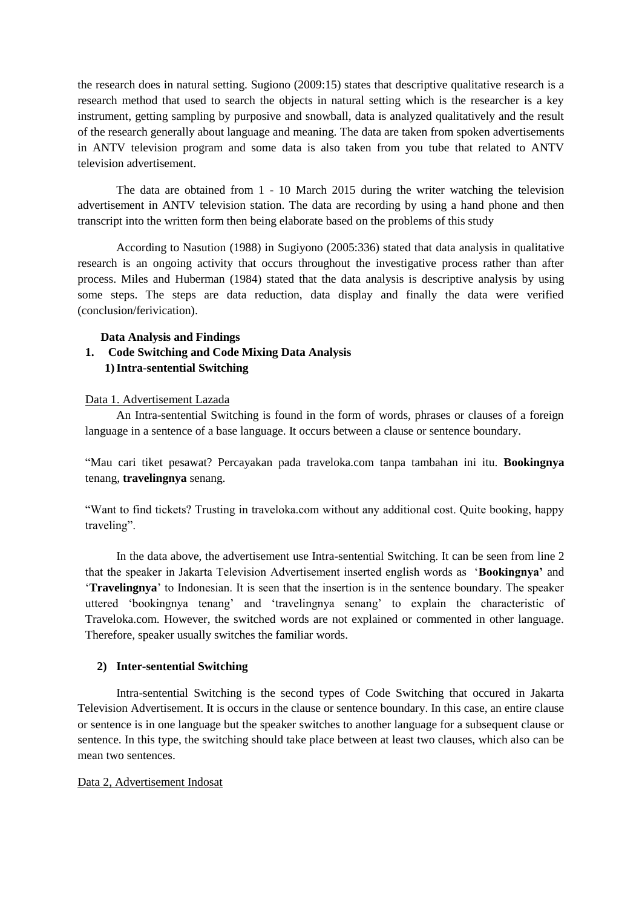the research does in natural setting. Sugiono (2009:15) states that descriptive qualitative research is a research method that used to search the objects in natural setting which is the researcher is a key instrument, getting sampling by purposive and snowball, data is analyzed qualitatively and the result of the research generally about language and meaning. The data are taken from spoken advertisements in ANTV television program and some data is also taken from you tube that related to ANTV television advertisement.

The data are obtained from 1 - 10 March 2015 during the writer watching the television advertisement in ANTV television station. The data are recording by using a hand phone and then transcript into the written form then being elaborate based on the problems of this study

According to Nasution (1988) in Sugiyono (2005:336) stated that data analysis in qualitative research is an ongoing activity that occurs throughout the investigative process rather than after process. Miles and Huberman (1984) stated that the data analysis is descriptive analysis by using some steps. The steps are data reduction, data display and finally the data were verified (conclusion/ferivication).

## Data Analysis and Findings

### 1. Code Switching and Code Mixing Data Analysis

#### 1) Intra-sentential Switching

Data 1. Advertisement Lazada

An Intra-sentential Switching is found in the form of words, phrases or clauses of a foreign language in a sentence of a base language. It occurs between a clause or sentence boundary.

"Mau cari tiket pesawat? Percayakan pada traveloka.com tanpa tambahan ini itu. **Bookingnya** tenang, **travelingnya** senang.

"Want to find tickets? Trusting in traveloka.com without any additional cost. Quite booking, happy traveling".

In the data above, the advertisement use Intra-sentential Switching. It can be seen from line 2 that the speaker in Jakarta Television Advertisement inserted english words as '**Bookingnya'** and '**Travelingnya**' to Indonesian. It is seen that the insertion is in the sentence boundary. The speaker uttered 'bookingnya tenang' and 'travelingnya senang' to explain the characteristic of Traveloka.com. However, the switched words are not explained or commented in other language. Therefore, speaker usually switches the familiar words.

#### 2) Inter-sentential Switching

Intra-sentential Switching is the second types of Code Switching that occured in Jakarta Television Advertisement. It is occurs in the clause or sentence boundary. In this case, an entire clause or sentence is in one language but the speaker switches to another language for a subsequent clause or sentence. In this type, the switching should take place between at least two clauses, which also can be mean two sentences.

Data 2, Advertisement Indosat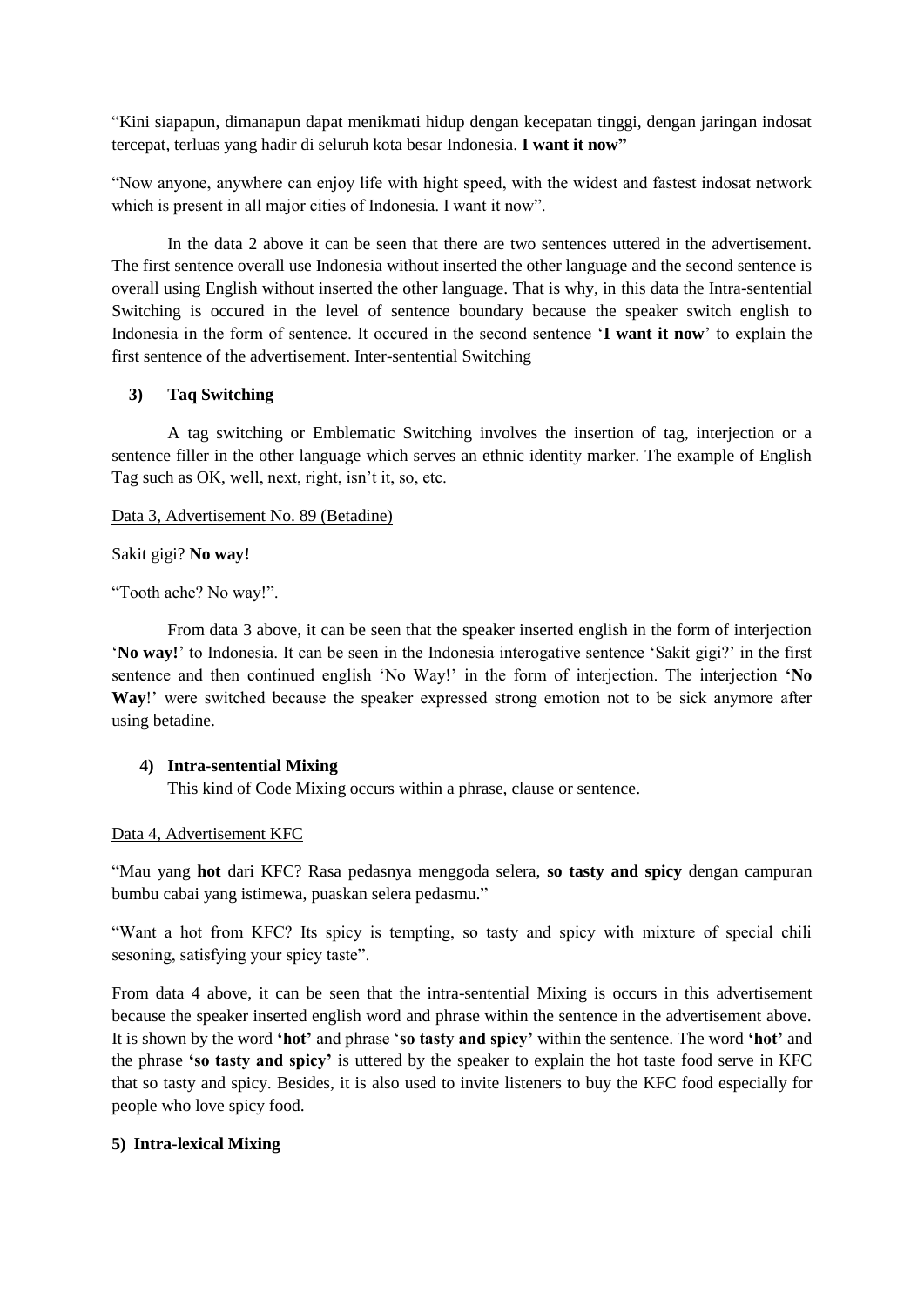"Kini siapapun, dimanapun dapat menikmati hidup dengan kecepatan tinggi, dengan jaringan indosat tercepat, terluas yang hadir di seluruh kota besar Indonesia. **I want it now"**

"Now anyone, anywhere can enjoy life with hight speed, with the widest and fastest indosat network which is present in all major cities of Indonesia. I want it now".

In the data 2 above it can be seen that there are two sentences uttered in the advertisement. The first sentence overall use Indonesia without inserted the other language and the second sentence is overall using English without inserted the other language. That is why, in this data the Intra-sentential Switching is occured in the level of sentence boundary because the speaker switch english to Indonesia in the form of sentence. It occured in the second sentence '**I want it now**' to explain the first sentence of the advertisement. Inter-sentential Switching

### 3) Taq Switching

A tag switching or Emblematic Switching involves the insertion of tag, interjection or a sentence filler in the other language which serves an ethnic identity marker. The example of English Tag such as OK, well, next, right, isn't it, so, etc.

<u>Data 3, Advertisement No. 89 (Betadine)</u>

Sakit gigi? **No way!**

"Tooth ache? No way!".

From data 3 above, it can be seen that the speaker inserted english in the form of interjection '**No way!**' to Indonesia. It can be seen in the Indonesia interogative sentence 'Sakit gigi?' in the first sentence and then continued english 'No Way!' in the form of interjection. The interjection **'No Way**!' were switched because the speaker expressed strong emotion not to be sick anymore after using betadine.

### 4) Intra-sentential Mixing

This kind of Code Mixing occurs within a phrase, clause or sentence.

<u>Data 4, Advertisement KFC</u>

"Mau yang **hot** dari KFC? Rasa pedasnya menggoda selera, **so tasty and spicy** dengan campuran bumbu cabai yang istimewa, puaskan selera pedasmu."

"Want a hot from KFC? Its spicy is tempting, so tasty and spicy with mixture of special chili sesoning, satisfying your spicy taste".

From data 4 above, it can be seen that the intra-sentential Mixing is occurs in this advertisement because the speaker inserted english word and phrase within the sentence in the advertisement above. It is shown by the word **'hot'** and phrase '**so tasty and spicy'** within the sentence. The word **'hot'** and the phrase **'so tasty and spicy'** is uttered by the speaker to explain the hot taste food serve in KFC that so tasty and spicy. Besides, it is also used to invite listeners to buy the KFC food especially for people who love spicy food.

### 5) Intra-lexical Mixing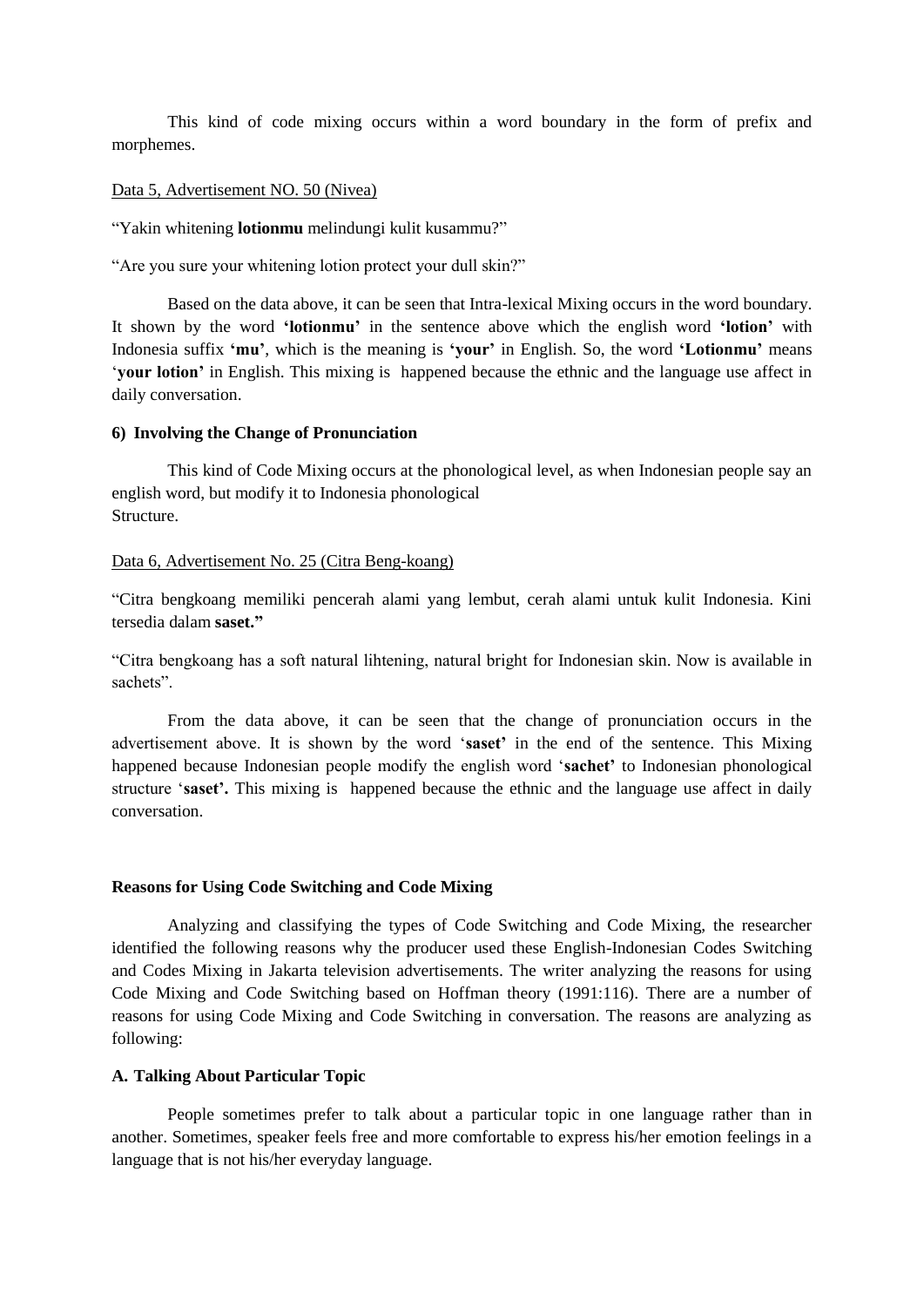This kind of code mixing occurs within a word boundary in the form of prefix and morphemes.

Data 5, Advertisement NO. 50 (Nivea)

"Yakin whitening **lotionmu** melindungi kulit kusammu?"

"Are you sure your whitening lotion protect your dull skin?"

Based on the data above, it can be seen that Intra-lexical Mixing occurs in the word boundary. It shown by the word **'lotionmu'** in the sentence above which the english word **'lotion'** with Indonesia suffix **'mu'**, which is the meaning is **'your'** in English. So, the word **'Lotionmu'** means '**your lotion'** in English. This mixing is happened because the ethnic and the language use affect in daily conversation.

#### 6) Involving the Change of Pronunciation

This kind of Code Mixing occurs at the phonological level, as when Indonesian people say an english word, but modify it to Indonesia phonological
Structure.

Data 6, Advertisement No. 25 (Citra Beng-koang)

"Citra bengkoang memiliki pencerah alami yang lembut, cerah alami untuk kulit Indonesia. Kini tersedia dalam **saset."**

"Citra bengkoang has a soft natural lihtening, natural bright for Indonesian skin. Now is available in sachets".

From the data above, it can be seen that the change of pronunciation occurs in the advertisement above. It is shown by the word '**saset'** in the end of the sentence. This Mixing happened because Indonesian people modify the english word '**sachet'** to Indonesian phonological structure '**saset'.** This mixing is happened because the ethnic and the language use affect in daily conversation.

### Reasons for Using Code Switching and Code Mixing

Analyzing and classifying the types of Code Switching and Code Mixing, the researcher identified the following reasons why the producer used these English-Indonesian Codes Switching and Codes Mixing in Jakarta television advertisements. The writer analyzing the reasons for using Code Mixing and Code Switching based on Hoffman theory (1991:116). There are a number of reasons for using Code Mixing and Code Switching in conversation. The reasons are analyzing as following:

#### A. Talking About Particular Topic

People sometimes prefer to talk about a particular topic in one language rather than in another. Sometimes, speaker feels free and more comfortable to express his/her emotion feelings in a language that is not his/her everyday language.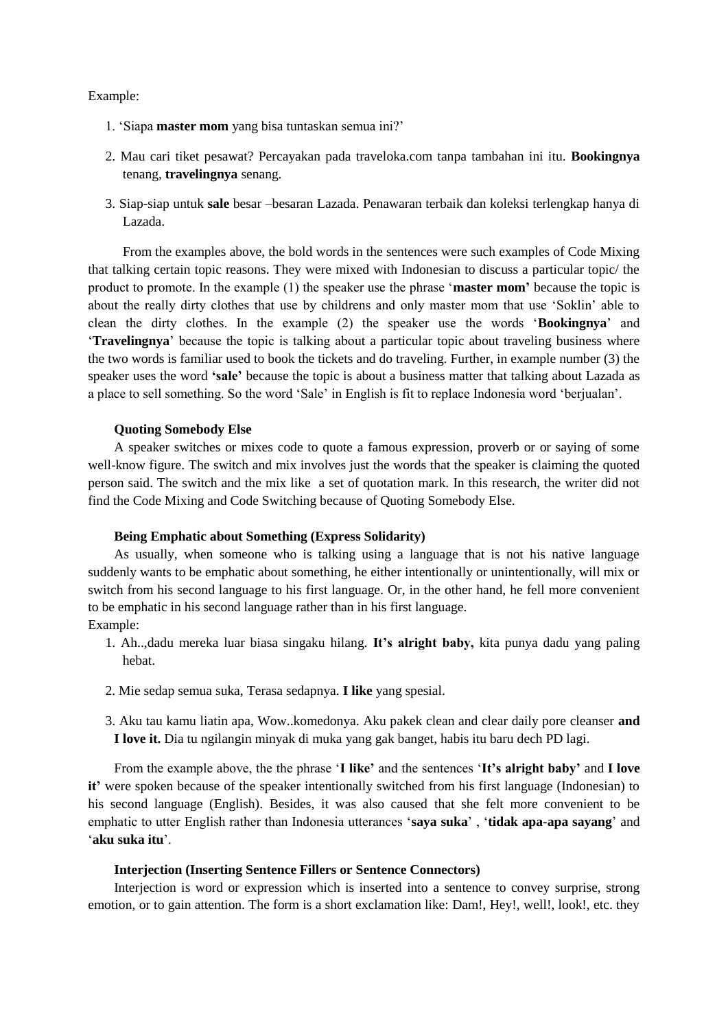Example:

1. 'Siapa **master mom** yang bisa tuntaskan semua ini?'

2. Mau cari tiket pesawat? Percayakan pada traveloka.com tanpa tambahan ini itu. **Bookingnya** tenang, **travelingnya** senang.

3. Siap-siap untuk **sale** besar –besaran Lazada. Penawaran terbaik dan koleksi terlengkap hanya di Lazada.

From the examples above, the bold words in the sentences were such examples of Code Mixing that talking certain topic reasons. They were mixed with Indonesian to discuss a particular topic/ the product to promote. In the example (1) the speaker use the phrase '**master mom'** because the topic is about the really dirty clothes that use by childrens and only master mom that use 'Soklin' able to clean the dirty clothes. In the example (2) the speaker use the words '**Bookingnya**' and '**Travelingnya**' because the topic is talking about a particular topic about traveling business where the two words is familiar used to book the tickets and do traveling. Further, in example number (3) the speaker uses the word **'sale'** because the topic is about a business matter that talking about Lazada as a place to sell something. So the word 'Sale' in English is fit to replace Indonesia word 'berjualan'.

**Quoting Somebody Else**

A speaker switches or mixes code to quote a famous expression, proverb or or saying of some well-know figure. The switch and mix involves just the words that the speaker is claiming the quoted person said. The switch and the mix like a set of quotation mark. In this research, the writer did not find the Code Mixing and Code Switching because of Quoting Somebody Else.

**Being Emphatic about Something (Express Solidarity)**

As usually, when someone who is talking using a language that is not his native language suddenly wants to be emphatic about something, he either intentionally or unintentionally, will mix or switch from his second language to his first language. Or, in the other hand, he fell more convenient to be emphatic in his second language rather than in his first language.

Example:

1. Ah..,dadu mereka luar biasa singaku hilang. **It's alright baby,** kita punya dadu yang paling hebat.

2. Mie sedap semua suka, Terasa sedapnya. **I like** yang spesial.

3. Aku tau kamu liatin apa, Wow..komedonya. Aku pakek clean and clear daily pore cleanser **and I love it.** Dia tu ngilangin minyak di muka yang gak banget, habis itu baru dech PD lagi.

From the example above, the the phrase '**I like'** and the sentences '**It's alright baby'** and **I love it'** were spoken because of the speaker intentionally switched from his first language (Indonesian) to his second language (English). Besides, it was also caused that she felt more convenient to be emphatic to utter English rather than Indonesia utterances '**saya suka**' , '**tidak apa-apa sayang**' and '**aku suka itu**'.

**Interjection (Inserting Sentence Fillers or Sentence Connectors)**

Interjection is word or expression which is inserted into a sentence to convey surprise, strong emotion, or to gain attention. The form is a short exclamation like: Dam!, Hey!, well!, look!, etc. they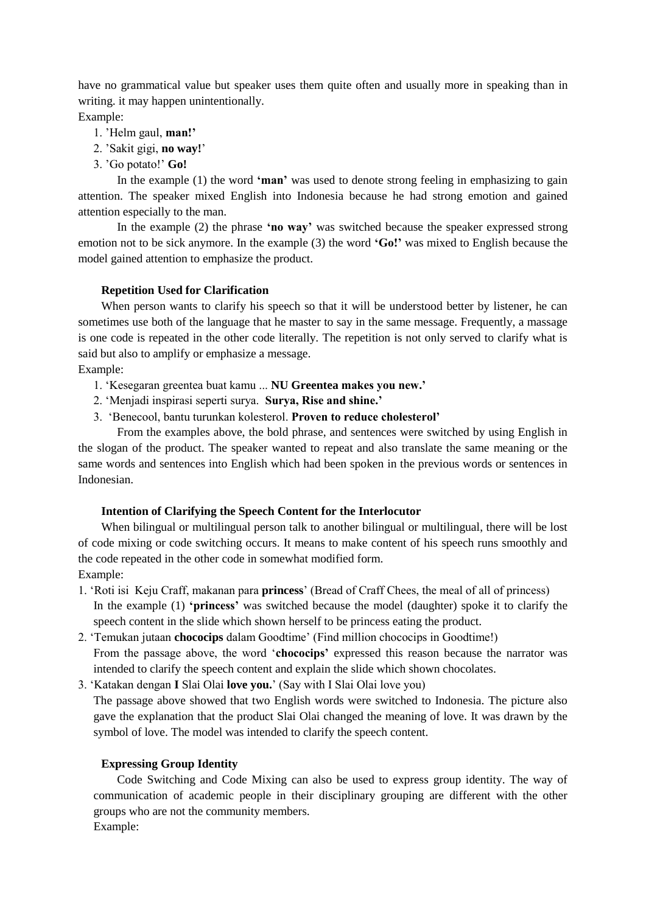have no grammatical value but speaker uses them quite often and usually more in speaking than in writing. it may happen unintentionally.

Example:

1. 'Helm gaul, **man!'**
2. 'Sakit gigi, **no way!**'
3. 'Go potato!' **Go!**

In the example (1) the word **'man'** was used to denote strong feeling in emphasizing to gain attention. The speaker mixed English into Indonesia because he had strong emotion and gained attention especially to the man.

In the example (2) the phrase **'no way'** was switched because the speaker expressed strong emotion not to be sick anymore. In the example (3) the word **'Go!'** was mixed to English because the model gained attention to emphasize the product.

### Repetition Used for Clarification

When person wants to clarify his speech so that it will be understood better by listener, he can sometimes use both of the language that he master to say in the same message. Frequently, a massage is one code is repeated in the other code literally. The repetition is not only served to clarify what is said but also to amplify or emphasize a message.

Example:

1. 'Kesegaran greentea buat kamu ... **NU Greentea makes you new.'**
2. 'Menjadi inspirasi seperti surya. **Surya, Rise and shine.'**
3. 'Benecool, bantu turunkan kolesterol. **Proven to reduce cholesterol'**

From the examples above, the bold phrase, and sentences were switched by using English in the slogan of the product. The speaker wanted to repeat and also translate the same meaning or the same words and sentences into English which had been spoken in the previous words or sentences in Indonesian.

### Intention of Clarifying the Speech Content for the Interlocutor

When bilingual or multilingual person talk to another bilingual or multilingual, there will be lost of code mixing or code switching occurs. It means to make content of his speech runs smoothly and the code repeated in the other code in somewhat modified form.

Example:

1. 'Roti isi Keju Craff, makanan para **princess**' (Bread of Craff Chees, the meal of all of princess)
   In the example (1) **'princess'** was switched because the model (daughter) spoke it to clarify the speech content in the slide which shown herself to be princess eating the product.
2. 'Temukan jutaan **chococips** dalam Goodtime' (Find million chococips in Goodtime!)
   From the passage above, the word '**chococips'** expressed this reason because the narrator was intended to clarify the speech content and explain the slide which shown chocolates.
3. 'Katakan dengan **I** Slai Olai **love you.**' (Say with I Slai Olai love you)
   The passage above showed that two English words were switched to Indonesia. The picture also gave the explanation that the product Slai Olai changed the meaning of love. It was drawn by the symbol of love. The model was intended to clarify the speech content.

### Expressing Group Identity

Code Switching and Code Mixing can also be used to express group identity. The way of communication of academic people in their disciplinary grouping are different with the other groups who are not the community members.

Example: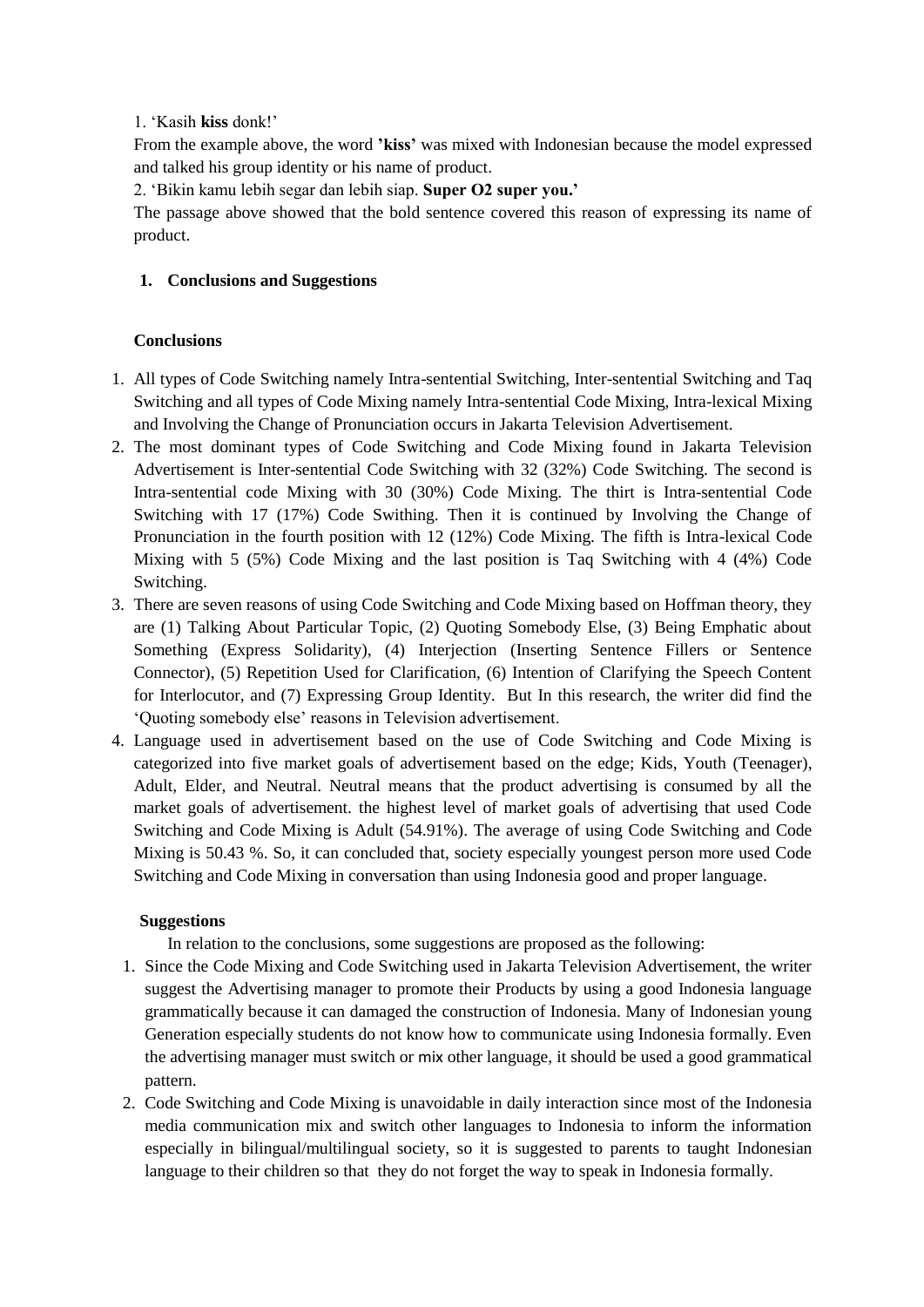1. 'Kasih **kiss** donk!'

From the example above, the word **'kiss'** was mixed with Indonesian because the model expressed and talked his group identity or his name of product.

2. 'Bikin kamu lebih segar dan lebih siap. **Super O2 super you.'**

The passage above showed that the bold sentence covered this reason of expressing its name of product.

## 1. Conclusions and Suggestions

### Conclusions

1. All types of Code Switching namely Intra-sentential Switching, Inter-sentential Switching and Taq Switching and all types of Code Mixing namely Intra-sentential Code Mixing, Intra-lexical Mixing and Involving the Change of Pronunciation occurs in Jakarta Television Advertisement.
2. The most dominant types of Code Switching and Code Mixing found in Jakarta Television Advertisement is Inter-sentential Code Switching with 32 (32%) Code Switching. The second is Intra-sentential code Mixing with 30 (30%) Code Mixing. The thirt is Intra-sentential Code Switching with 17 (17%) Code Swithing. Then it is continued by Involving the Change of Pronunciation in the fourth position with 12 (12%) Code Mixing. The fifth is Intra-lexical Code Mixing with 5 (5%) Code Mixing and the last position is Taq Switching with 4 (4%) Code Switching.
3. There are seven reasons of using Code Switching and Code Mixing based on Hoffman theory, they are (1) Talking About Particular Topic, (2) Quoting Somebody Else, (3) Being Emphatic about Something (Express Solidarity), (4) Interjection (Inserting Sentence Fillers or Sentence Connector), (5) Repetition Used for Clarification, (6) Intention of Clarifying the Speech Content for Interlocutor, and (7) Expressing Group Identity. But In this research, the writer did find the 'Quoting somebody else' reasons in Television advertisement.
4. Language used in advertisement based on the use of Code Switching and Code Mixing is categorized into five market goals of advertisement based on the edge; Kids, Youth (Teenager), Adult, Elder, and Neutral. Neutral means that the product advertising is consumed by all the market goals of advertisement. the highest level of market goals of advertising that used Code Switching and Code Mixing is Adult (54.91%). The average of using Code Switching and Code Mixing is 50.43 %. So, it can concluded that, society especially youngest person more used Code Switching and Code Mixing in conversation than using Indonesia good and proper language.

### Suggestions

In relation to the conclusions, some suggestions are proposed as the following:

1. Since the Code Mixing and Code Switching used in Jakarta Television Advertisement, the writer suggest the Advertising manager to promote their Products by using a good Indonesia language grammatically because it can damaged the construction of Indonesia. Many of Indonesian young Generation especially students do not know how to communicate using Indonesia formally. Even the advertising manager must switch or mix other language, it should be used a good grammatical pattern.
2. Code Switching and Code Mixing is unavoidable in daily interaction since most of the Indonesia media communication mix and switch other languages to Indonesia to inform the information especially in bilingual/multilingual society, so it is suggested to parents to taught Indonesian language to their children so that they do not forget the way to speak in Indonesia formally.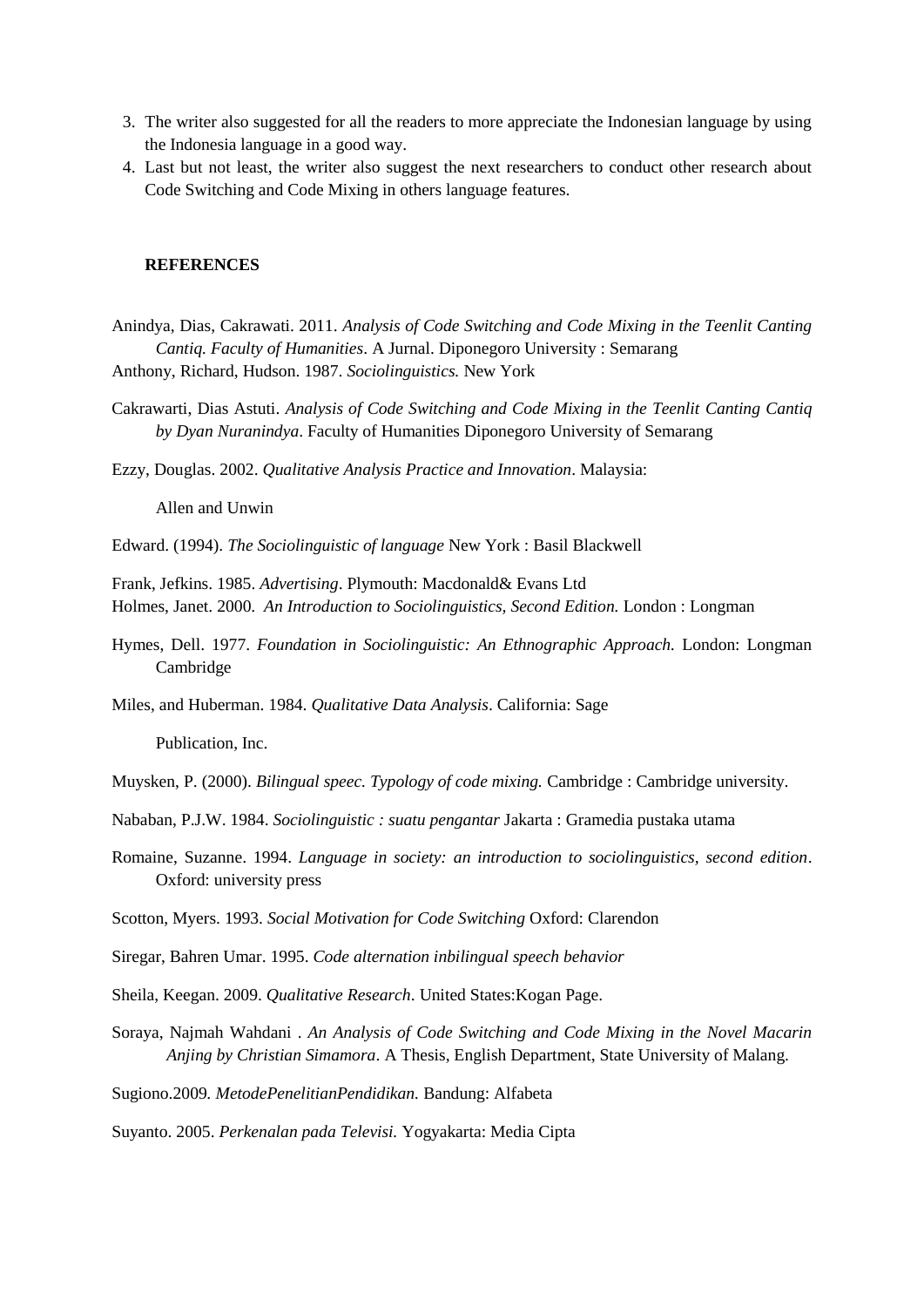3. The writer also suggested for all the readers to more appreciate the Indonesian language by using the Indonesia language in a good way.
4. Last but not least, the writer also suggest the next researchers to conduct other research about Code Switching and Code Mixing in others language features.

## REFERENCES

Anindya, Dias, Cakrawati. 2011. *Analysis of Code Switching and Code Mixing in the Teenlit Canting Cantiq. Faculty of Humanities*. A Jurnal. Diponegoro University : Semarang

Anthony, Richard, Hudson. 1987. *Sociolinguistics.* New York

Cakrawarti, Dias Astuti. *Analysis of Code Switching and Code Mixing in the Teenlit Canting Cantiq by Dyan Nuranindya*. Faculty of Humanities Diponegoro University of Semarang

Ezzy, Douglas. 2002. *Qualitative Analysis Practice and Innovation*. Malaysia:

Allen and Unwin

Edward. (1994). *The Sociolinguistic of language* New York : Basil Blackwell

Frank, Jefkins. 1985. *Advertising*. Plymouth: Macdonald& Evans Ltd

Holmes, Janet. 2000. *An Introduction to Sociolinguistics, Second Edition.* London : Longman

Hymes, Dell. 1977. *Foundation in Sociolinguistic: An Ethnographic Approach.* London: Longman Cambridge

Miles, and Huberman. 1984. *Qualitative Data Analysis*. California: Sage

Publication, Inc.

Muysken, P. (2000). *Bilingual speec. Typology of code mixing.* Cambridge : Cambridge university.

Nababan, P.J.W. 1984. *Sociolinguistic : suatu pengantar* Jakarta : Gramedia pustaka utama

Romaine, Suzanne. 1994. *Language in society: an introduction to sociolinguistics, second edition*. Oxford: university press

Scotton, Myers. 1993. *Social Motivation for Code Switching* Oxford: Clarendon

Siregar, Bahren Umar. 1995. *Code alternation inbilingual speech behavior*

Sheila, Keegan. 2009. *Qualitative Research*. United States:Kogan Page.

Soraya, Najmah Wahdani . *An Analysis of Code Switching and Code Mixing in the Novel Macarin Anjing by Christian Simamora*. A Thesis, English Department, State University of Malang.

Sugiono.2009. *MetodePenelitianPendidikan.* Bandung: Alfabeta

Suyanto. 2005. *Perkenalan pada Televisi.* Yogyakarta: Media Cipta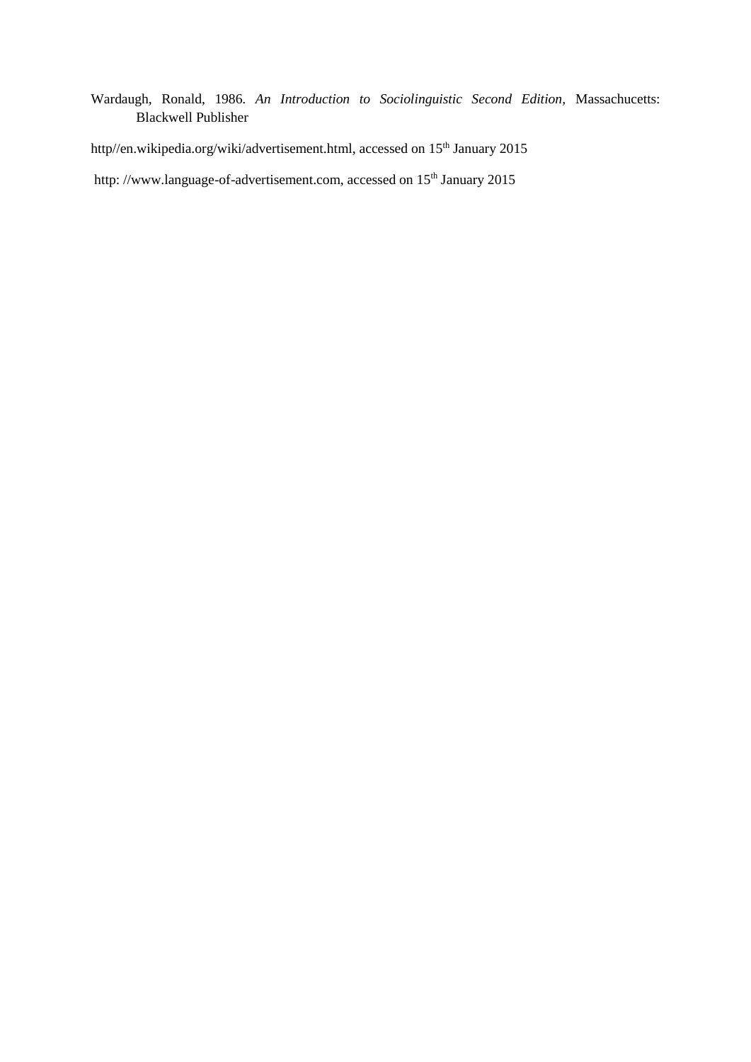Wardaugh, Ronald, 1986. *An Introduction to Sociolinguistic Second Edition*, Massachucetts: Blackwell Publisher

http//en.wikipedia.org/wiki/advertisement.html, accessed on 15th January 2015

http: //www.language-of-advertisement.com, accessed on 15th January 2015